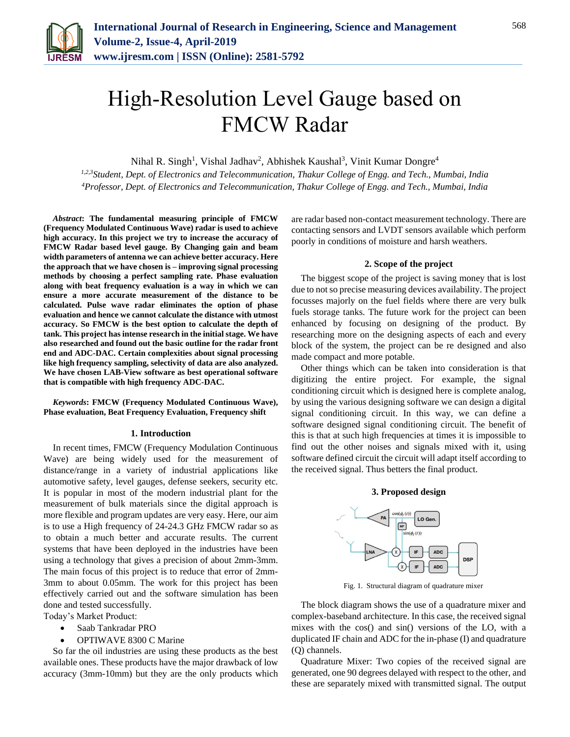# High-Resolution Level Gauge based on FMCW Radar

Nihal R. Singh[1], Vishal Jadhav[2], Abhishek Kaushal[3], Vinit Kumar Dongre[4]

[1,2,3]*Student, Dept. of Electronics and Telecommunication, Thakur College of Engg. and Tech., Mumbai, India*
[4]*Professor, Dept. of Electronics and Telecommunication, Thakur College of Engg. and Tech., Mumbai, India*

***Abstract*: The fundamental measuring principle of FMCW (Frequency Modulated Continuous Wave) radar is used to achieve high accuracy. In this project we try to increase the accuracy of FMCW Radar based level gauge. By Changing gain and beam width parameters of antenna we can achieve better accuracy. Here the approach that we have chosen is – improving signal processing methods by choosing a perfect sampling rate. Phase evaluation along with beat frequency evaluation is a way in which we can ensure a more accurate measurement of the distance to be calculated. Pulse wave radar eliminates the option of phase evaluation and hence we cannot calculate the distance with utmost accuracy. So FMCW is the best option to calculate the depth of tank. This project has intense research in the initial stage. We have also researched and found out the basic outline for the radar front end and ADC-DAC. Certain complexities about signal processing like high frequency sampling, selectivity of data are also analyzed. We have chosen LAB-View software as best operational software that is compatible with high frequency ADC-DAC.**

***Keywords*: FMCW (Frequency Modulated Continuous Wave), Phase evaluation, Beat Frequency Evaluation, Frequency shift**

## 1. Introduction

In recent times, FMCW (Frequency Modulation Continuous Wave) are being widely used for the measurement of distance/range in a variety of industrial applications like automotive safety, level gauges, defense seekers, security etc. It is popular in most of the modern industrial plant for the measurement of bulk materials since the digital approach is more flexible and program updates are very easy. Here, our aim is to use a High frequency of 24-24.3 GHz FMCW radar so as to obtain a much better and accurate results. The current systems that have been deployed in the industries have been using a technology that gives a precision of about 2mm-3mm. The main focus of this project is to reduce that error of 2mm-3mm to about 0.05mm. The work for this project has been effectively carried out and the software simulation has been done and tested successfully.

Today's Market Product:

- Saab Tankradar PRO
- OPTIWAVE 8300 C Marine

So far the oil industries are using these products as the best available ones. These products have the major drawback of low accuracy (3mm-10mm) but they are the only products which are radar based non-contact measurement technology. There are contacting sensors and LVDT sensors available which perform poorly in conditions of moisture and harsh weathers.

## 2. Scope of the project

The biggest scope of the project is saving money that is lost due to not so precise measuring devices availability. The project focusses majorly on the fuel fields where there are very bulk fuels storage tanks. The future work for the project can been enhanced by focusing on designing of the product. By researching more on the designing aspects of each and every block of the system, the project can be re designed and also made compact and more potable.

Other things which can be taken into consideration is that digitizing the entire project. For example, the signal conditioning circuit which is designed here is complete analog, by using the various designing software we can design a digital signal conditioning circuit. In this way, we can define a software designed signal conditioning circuit. The benefit of this is that at such high frequencies at times it is impossible to find out the other noises and signals mixed with it, using software defined circuit the circuit will adapt itself according to the received signal. Thus betters the final product.

## 3. Proposed design

Fig. 1. Structural diagram of quadrature mixer

The block diagram shows the use of a quadrature mixer and complex-baseband architecture. In this case, the received signal mixes with the cos() and sin() versions of the LO, with a duplicated IF chain and ADC for the in-phase (I) and quadrature (Q) channels.

Quadrature Mixer: Two copies of the received signal are generated, one 90 degrees delayed with respect to the other, and these are separately mixed with transmitted signal. The output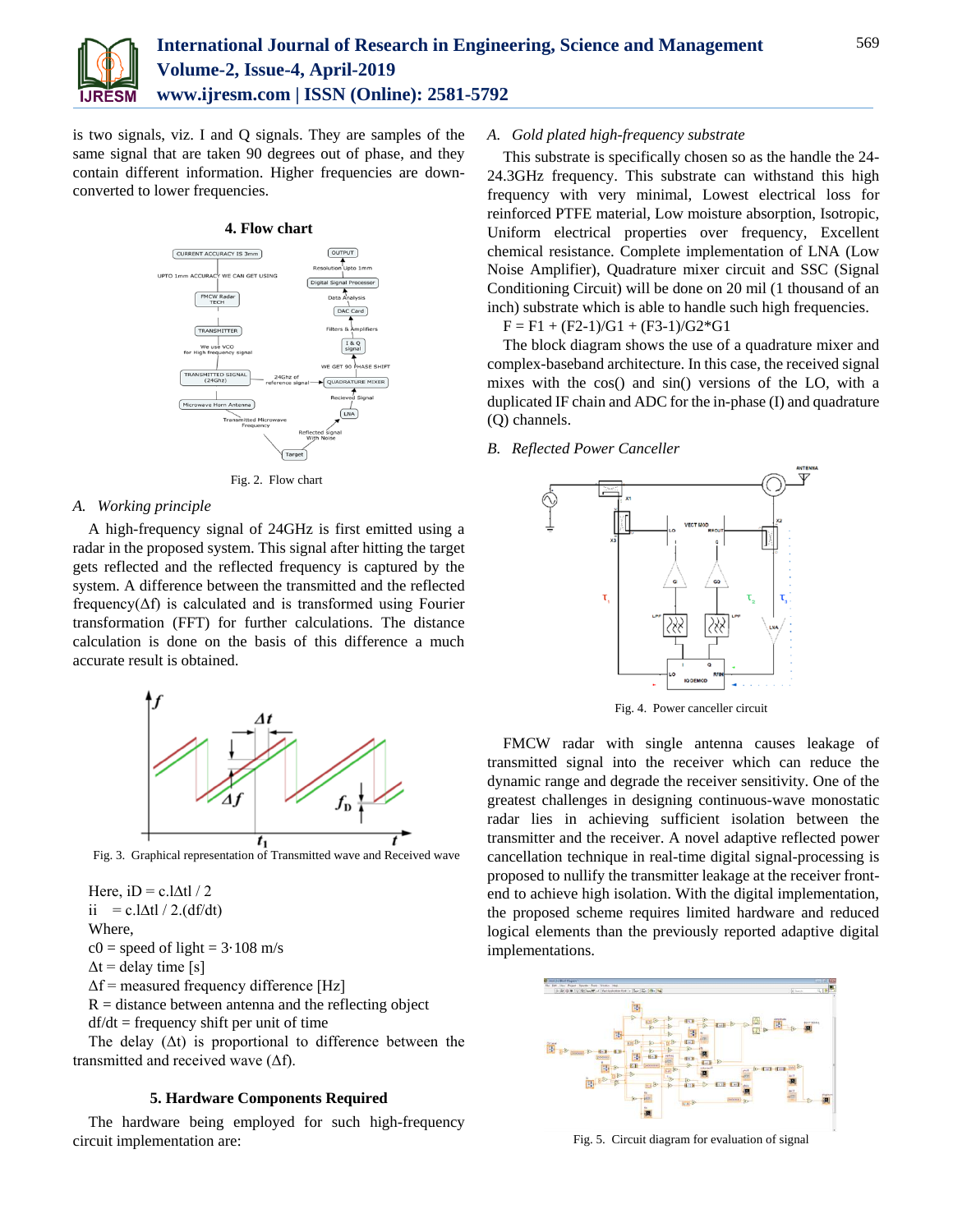is two signals, viz. I and Q signals. They are samples of the same signal that are taken 90 degrees out of phase, and they contain different information. Higher frequencies are down-converted to lower frequencies.

## 4. Flow chart

Fig. 2. Flow chart

### A. *Working principle*

A high-frequency signal of 24GHz is first emitted using a radar in the proposed system. This signal after hitting the target gets reflected and the reflected frequency is captured by the system. A difference between the transmitted and the reflected frequency(Δf) is calculated and is transformed using Fourier transformation (FFT) for further calculations. The distance calculation is done on the basis of this difference a much accurate result is obtained.

Fig. 3. Graphical representation of Transmitted wave and Received wave

Here, iD = c.lΔtl / 2

ii = c.lΔtl / 2.(df/dt)

Where,

c0 = speed of light = 3·108 m/s

Δt = delay time [s]

Δf = measured frequency difference [Hz]

R = distance between antenna and the reflecting object

df/dt = frequency shift per unit of time

The delay (Δt) is proportional to difference between the transmitted and received wave (Δf).

## 5. Hardware Components Required

The hardware being employed for such high-frequency circuit implementation are:

### A. *Gold plated high-frequency substrate*

This substrate is specifically chosen so as the handle the 24-24.3GHz frequency. This substrate can withstand this high frequency with very minimal, Lowest electrical loss for reinforced PTFE material, Low moisture absorption, Isotropic, Uniform electrical properties over frequency, Excellent chemical resistance. Complete implementation of LNA (Low Noise Amplifier), Quadrature mixer circuit and SSC (Signal Conditioning Circuit) will be done on 20 mil (1 thousand of an inch) substrate which is able to handle such high frequencies.

F = F1 + (F2-1)/G1 + (F3-1)/G2*G1

The block diagram shows the use of a quadrature mixer and complex-baseband architecture. In this case, the received signal mixes with the cos() and sin() versions of the LO, with a duplicated IF chain and ADC for the in-phase (I) and quadrature (Q) channels.

### B. *Reflected Power Canceller*

Fig. 4. Power canceller circuit

FMCW radar with single antenna causes leakage of transmitted signal into the receiver which can reduce the dynamic range and degrade the receiver sensitivity. One of the greatest challenges in designing continuous-wave monostatic radar lies in achieving sufficient isolation between the transmitter and the receiver. A novel adaptive reflected power cancellation technique in real-time digital signal-processing is proposed to nullify the transmitter leakage at the receiver front-end to achieve high isolation. With the digital implementation, the proposed scheme requires limited hardware and reduced logical elements than the previously reported adaptive digital implementations.

Fig. 5. Circuit diagram for evaluation of signal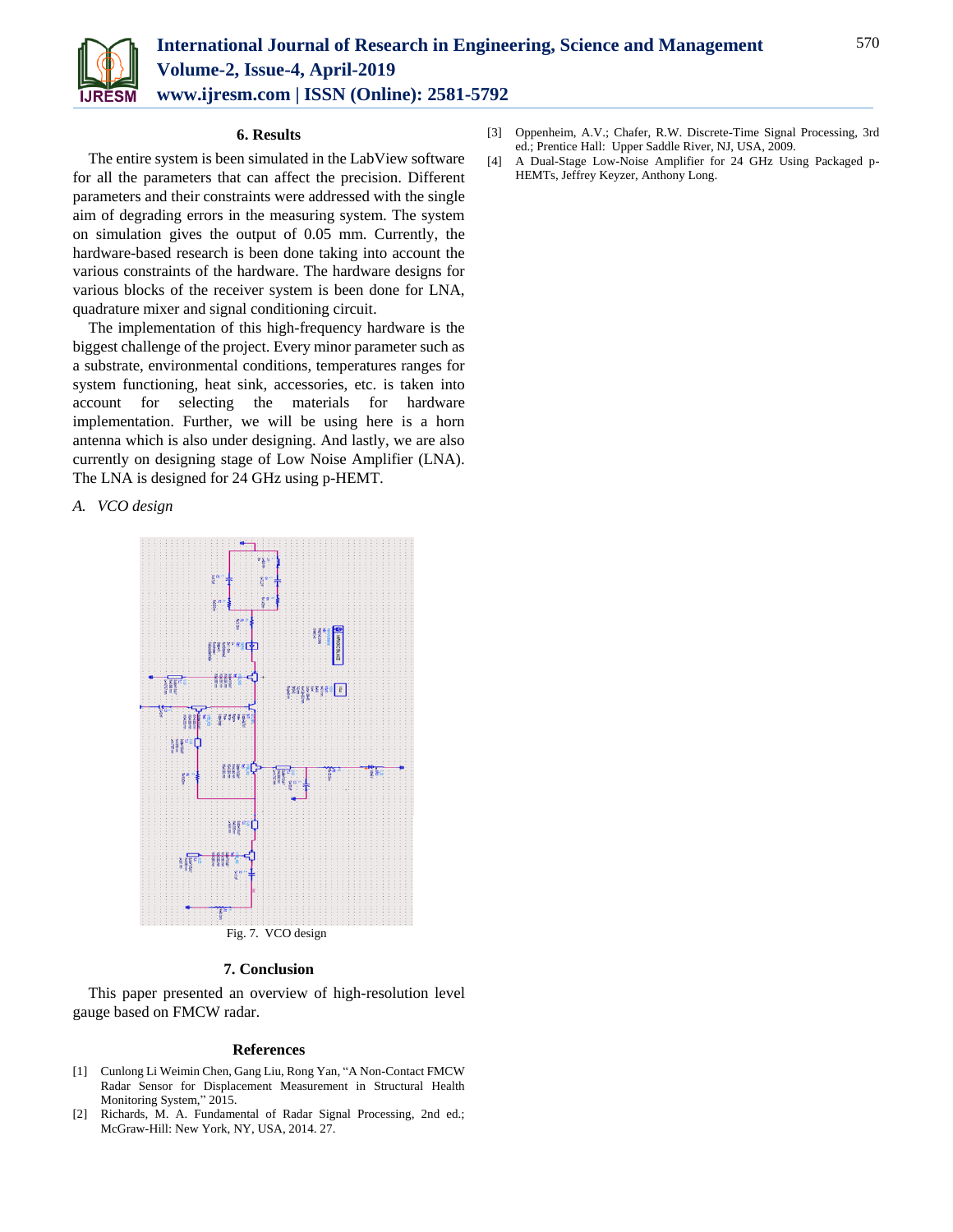## 6. Results

The entire system is been simulated in the LabView software for all the parameters that can affect the precision. Different parameters and their constraints were addressed with the single aim of degrading errors in the measuring system. The system on simulation gives the output of 0.05 mm. Currently, the hardware-based research is been done taking into account the various constraints of the hardware. The hardware designs for various blocks of the receiver system is been done for LNA, quadrature mixer and signal conditioning circuit.

The implementation of this high-frequency hardware is the biggest challenge of the project. Every minor parameter such as a substrate, environmental conditions, temperatures ranges for system functioning, heat sink, accessories, etc. is taken into account for selecting the materials for hardware implementation. Further, we will be using here is a horn antenna which is also under designing. And lastly, we are also currently on designing stage of Low Noise Amplifier (LNA). The LNA is designed for 24 GHz using p-HEMT.

*A. VCO design*

Fig. 7. VCO design

## 7. Conclusion

This paper presented an overview of high-resolution level gauge based on FMCW radar.

## References

[1] Cunlong Li Weimin Chen, Gang Liu, Rong Yan, "A Non-Contact FMCW Radar Sensor for Displacement Measurement in Structural Health Monitoring System," 2015.

[2] Richards, M. A. Fundamental of Radar Signal Processing, 2nd ed.; McGraw-Hill: New York, NY, USA, 2014. 27.

[3] Oppenheim, A.V.; Chafer, R.W. Discrete-Time Signal Processing, 3rd ed.; Prentice Hall: Upper Saddle River, NJ, USA, 2009.

[4] A Dual-Stage Low-Noise Amplifier for 24 GHz Using Packaged p-HEMTs, Jeffrey Keyzer, Anthony Long.